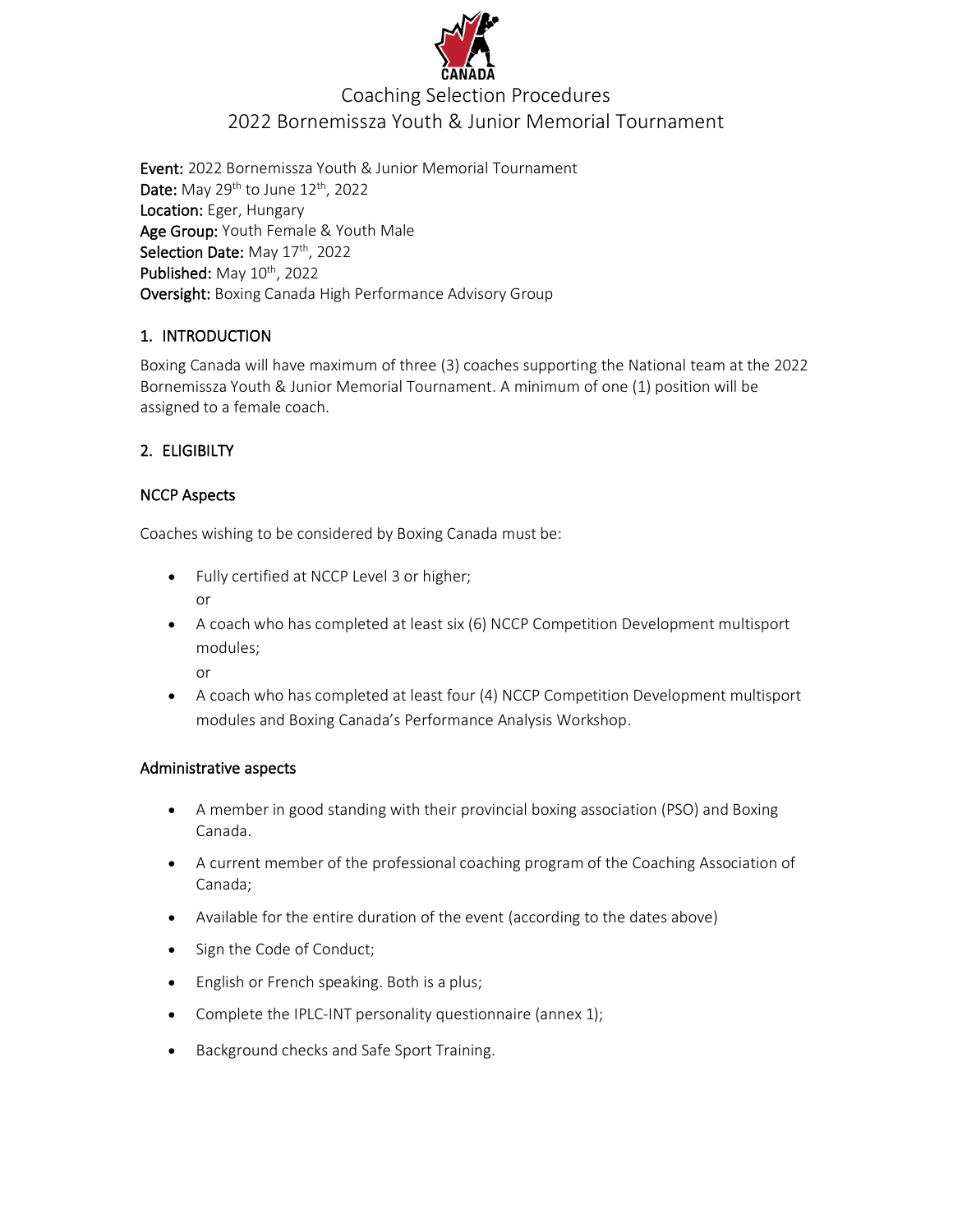CANADA

# Coaching Selection Procedures
# 2022 Bornemissza Youth & Junior Memorial Tournament

**Event:** 2022 Bornemissza Youth & Junior Memorial Tournament
**Date:** May 29th to June 12th, 2022
**Location:** Eger, Hungary
**Age Group:** Youth Female & Youth Male
**Selection Date:** May 17th, 2022
**Published:** May 10th, 2022
**Oversight:** Boxing Canada High Performance Advisory Group

## 1. INTRODUCTION

Boxing Canada will have maximum of three (3) coaches supporting the National team at the 2022 Bornemissza Youth & Junior Memorial Tournament. A minimum of one (1) position will be assigned to a female coach.

## 2. ELIGIBILTY

### NCCP Aspects

Coaches wishing to be considered by Boxing Canada must be:

- Fully certified at NCCP Level 3 or higher;
  or
- A coach who has completed at least six (6) NCCP Competition Development multisport modules;
  or
- A coach who has completed at least four (4) NCCP Competition Development multisport modules and Boxing Canada's Performance Analysis Workshop.

### Administrative aspects

- A member in good standing with their provincial boxing association (PSO) and Boxing Canada.
- A current member of the professional coaching program of the Coaching Association of Canada;
- Available for the entire duration of the event (according to the dates above)
- Sign the Code of Conduct;
- English or French speaking. Both is a plus;
- Complete the IPLC-INT personality questionnaire (annex 1);
- Background checks and Safe Sport Training.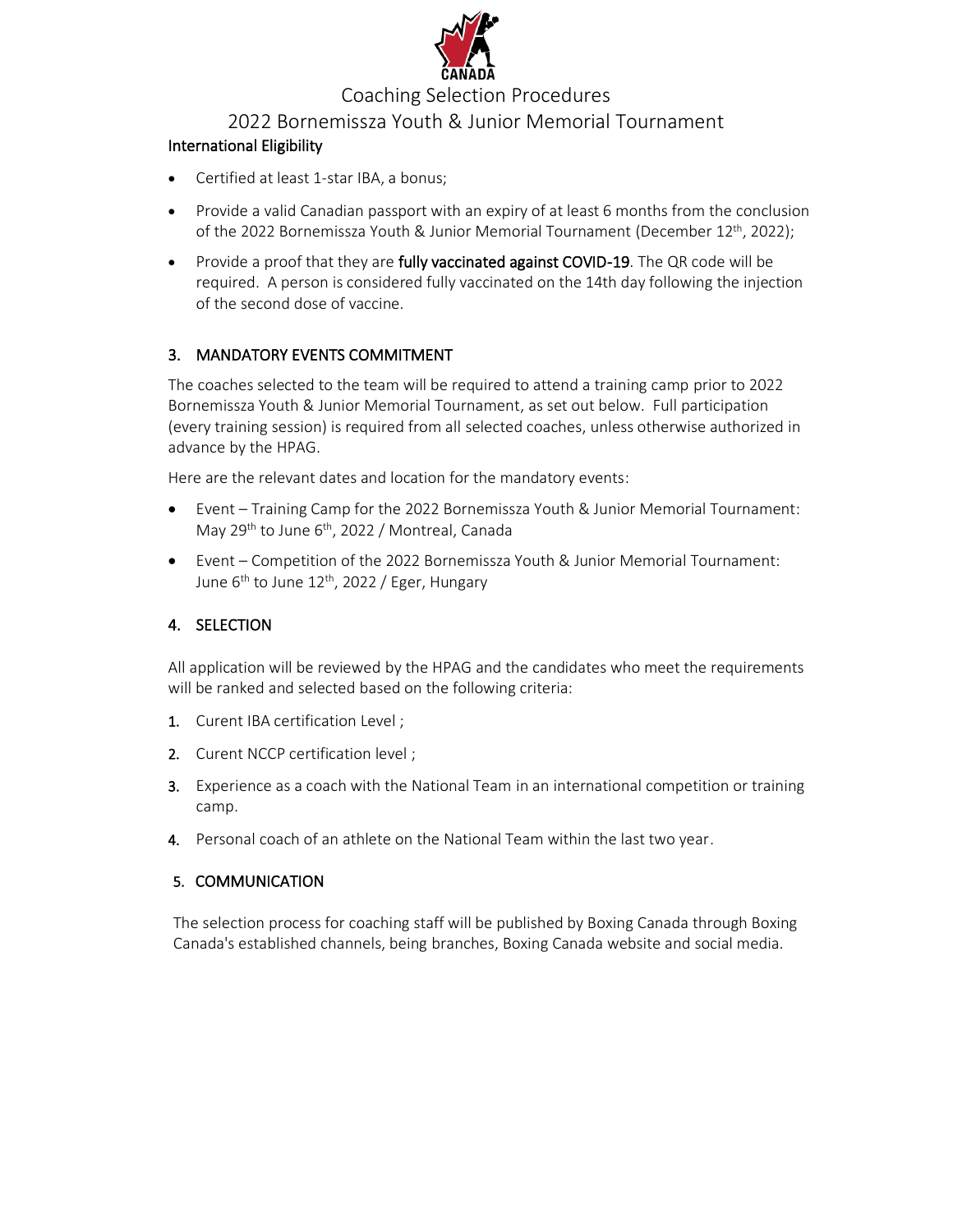# Coaching Selection Procedures

## 2022 Bornemissza Youth & Junior Memorial Tournament

### International Eligibility

- Certified at least 1-star IBA, a bonus;
- Provide a valid Canadian passport with an expiry of at least 6 months from the conclusion of the 2022 Bornemissza Youth & Junior Memorial Tournament (December 12th, 2022);
- Provide a proof that they are **fully vaccinated against COVID-19**. The QR code will be required. A person is considered fully vaccinated on the 14th day following the injection of the second dose of vaccine.

### 3. MANDATORY EVENTS COMMITMENT

The coaches selected to the team will be required to attend a training camp prior to 2022 Bornemissza Youth & Junior Memorial Tournament, as set out below. Full participation (every training session) is required from all selected coaches, unless otherwise authorized in advance by the HPAG.

Here are the relevant dates and location for the mandatory events:

- Event – Training Camp for the 2022 Bornemissza Youth & Junior Memorial Tournament: May 29th to June 6th, 2022 / Montreal, Canada
- Event – Competition of the 2022 Bornemissza Youth & Junior Memorial Tournament: June 6th to June 12th, 2022 / Eger, Hungary

### 4. SELECTION

All application will be reviewed by the HPAG and the candidates who meet the requirements will be ranked and selected based on the following criteria:

1. Curent IBA certification Level ;
2. Curent NCCP certification level ;
3. Experience as a coach with the National Team in an international competition or training camp.
4. Personal coach of an athlete on the National Team within the last two year.

### 5. COMMUNICATION

The selection process for coaching staff will be published by Boxing Canada through Boxing Canada's established channels, being branches, Boxing Canada website and social media.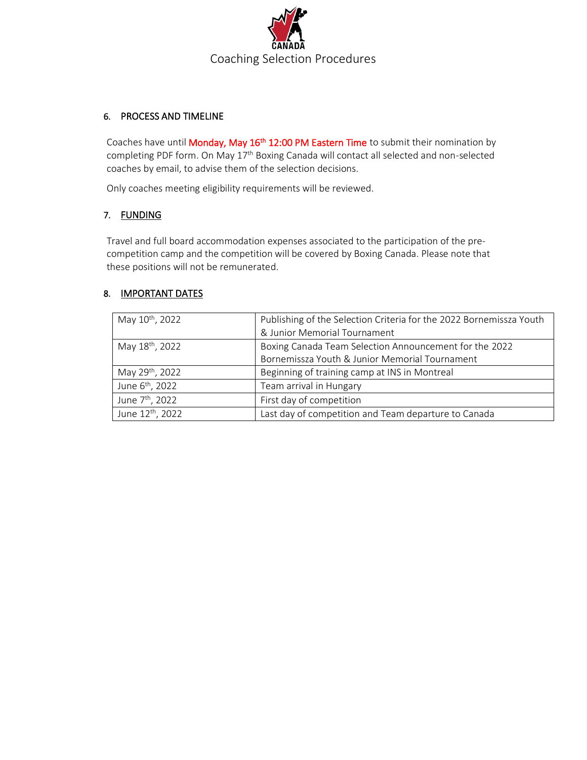## 6. PROCESS AND TIMELINE

Coaches have until Monday, May 16th 12:00 PM Eastern Time to submit their nomination by completing PDF form. On May 17th Boxing Canada will contact all selected and non-selected coaches by email, to advise them of the selection decisions.

Only coaches meeting eligibility requirements will be reviewed.

## 7. FUNDING

Travel and full board accommodation expenses associated to the participation of the pre-competition camp and the competition will be covered by Boxing Canada. Please note that these positions will not be remunerated.

## 8. IMPORTANT DATES

| | |
|---|---|
| May 10th, 2022 | Publishing of the Selection Criteria for the 2022 Bornemissza Youth & Junior Memorial Tournament |
| May 18th, 2022 | Boxing Canada Team Selection Announcement for the 2022 Bornemissza Youth & Junior Memorial Tournament |
| May 29th, 2022 | Beginning of training camp at INS in Montreal |
| June 6th, 2022 | Team arrival in Hungary |
| June 7th, 2022 | First day of competition |
| June 12th, 2022 | Last day of competition and Team departure to Canada |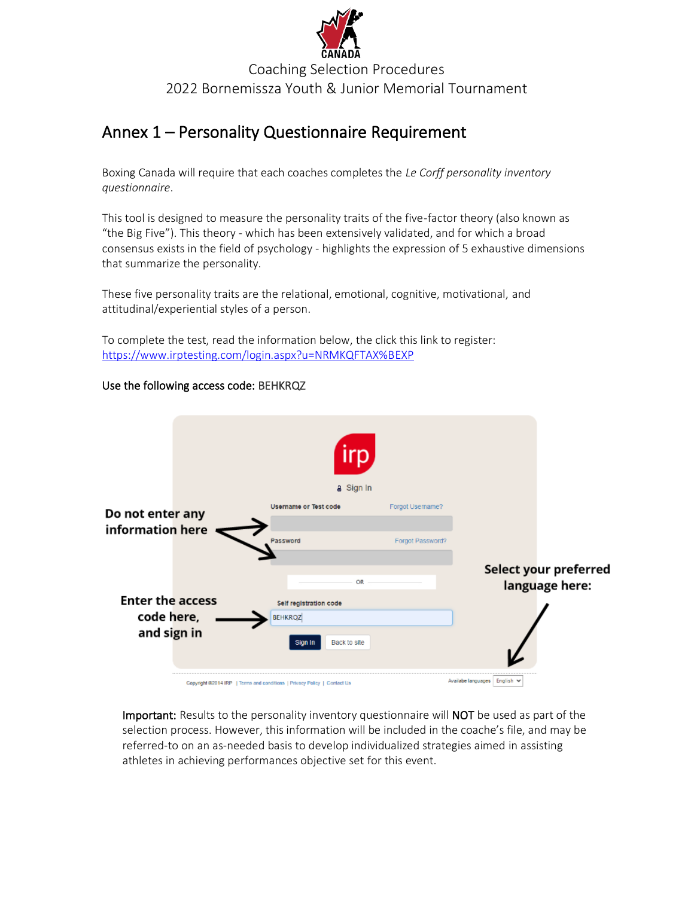## Annex 1 – Personality Questionnaire Requirement

Boxing Canada will require that each coaches completes the *Le Corff personality inventory questionnaire*.

This tool is designed to measure the personality traits of the five-factor theory (also known as "the Big Five"). This theory - which has been extensively validated, and for which a broad consensus exists in the field of psychology - highlights the expression of 5 exhaustive dimensions that summarize the personality.

These five personality traits are the relational, emotional, cognitive, motivational, and attitudinal/experiential styles of a person.

To complete the test, read the information below, the click this link to register: https://www.irptesting.com/login.aspx?u=NRMKQFTAX%BEXP

Use the following access code: BEHKRQZ

irp

Sign In

Username or Test code — Forgot Username?

Password — Forgot Password?

OR

Self registration code

BEHKRQZ

Sign In — Back to site

Copyright ©2014 IRP | Terms and conditions | Privacy Policy | Contact Us

Available languages: English

**Do not enter any information here**

**Enter the access code here, and sign in**

**Select your preferred language here:**

**Important:** Results to the personality inventory questionnaire will **NOT** be used as part of the selection process. However, this information will be included in the coache's file, and may be referred-to on an as-needed basis to develop individualized strategies aimed in assisting athletes in achieving performances objective set for this event.